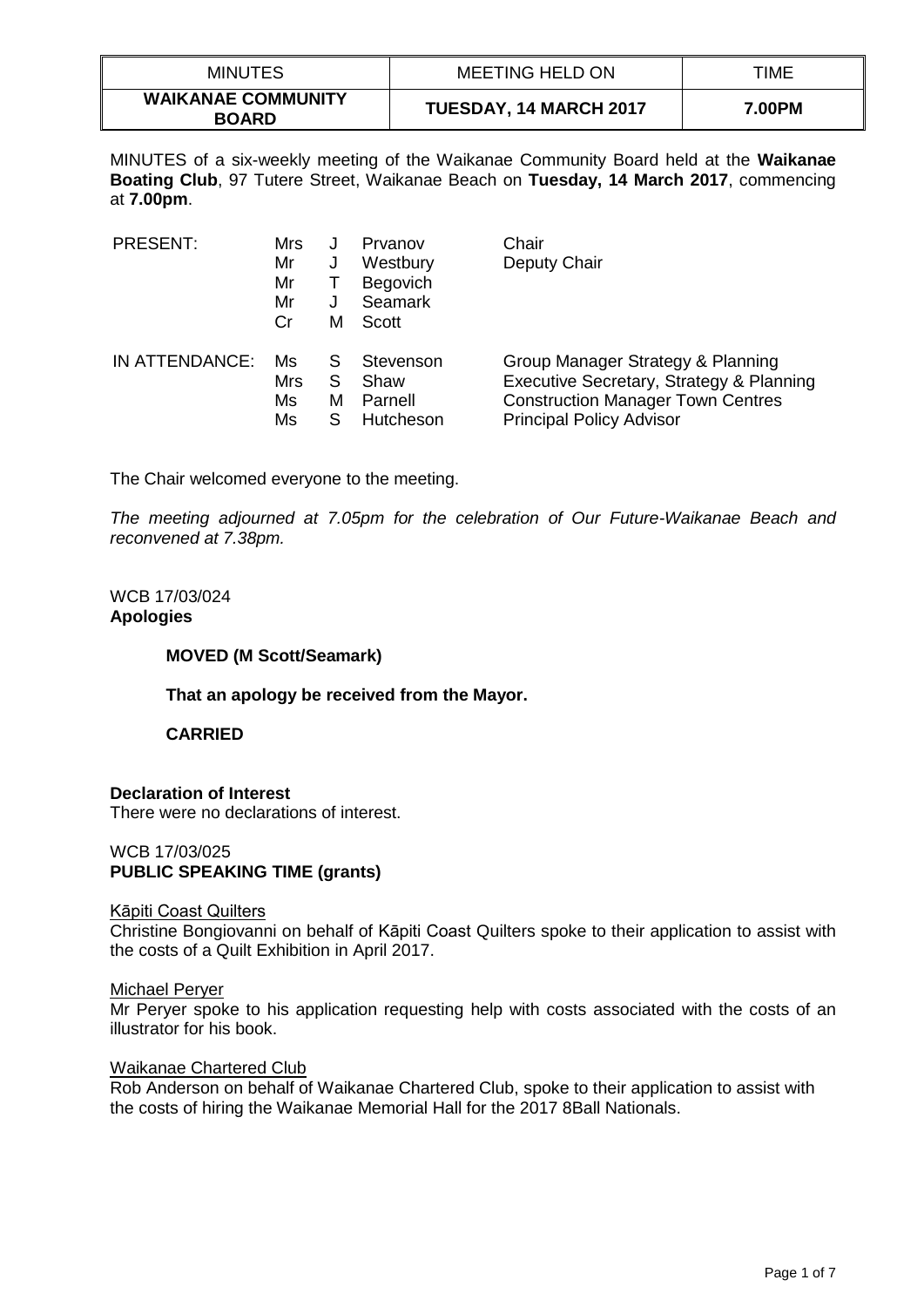| MINUTES | MEETING HELD ON | TIME |
|---|---|---|
| **WAIKANAE COMMUNITY BOARD** | **TUESDAY, 14 MARCH 2017** | **7.00PM** |

MINUTES of a six-weekly meeting of the Waikanae Community Board held at the **Waikanae Boating Club**, 97 Tutere Street, Waikanae Beach on **Tuesday, 14 March 2017**, commencing at **7.00pm**.

| | | | | |
|---|---|---|---|---|
| PRESENT: | Mrs | J | Prvanov | Chair |
| | Mr | J | Westbury | Deputy Chair |
| | Mr | T | Begovich | |
| | Mr | J | Seamark | |
| | Cr | M | Scott | |
| IN ATTENDANCE: | Ms | S | Stevenson | Group Manager Strategy & Planning |
| | Mrs | S | Shaw | Executive Secretary, Strategy & Planning |
| | Ms | M | Parnell | Construction Manager Town Centres |
| | Ms | S | Hutcheson | Principal Policy Advisor |

The Chair welcomed everyone to the meeting.

*The meeting adjourned at 7.05pm for the celebration of Our Future-Waikanae Beach and reconvened at 7.38pm.*

WCB 17/03/024
**Apologies**

**MOVED (M Scott/Seamark)**

**That an apology be received from the Mayor.**

**CARRIED**

**Declaration of Interest**
There were no declarations of interest.

WCB 17/03/025
**PUBLIC SPEAKING TIME (grants)**

Kāpiti Coast Quilters
Christine Bongiovanni on behalf of Kāpiti Coast Quilters spoke to their application to assist with the costs of a Quilt Exhibition in April 2017.

Michael Peryer
Mr Peryer spoke to his application requesting help with costs associated with the costs of an illustrator for his book.

Waikanae Chartered Club
Rob Anderson on behalf of Waikanae Chartered Club, spoke to their application to assist with the costs of hiring the Waikanae Memorial Hall for the 2017 8Ball Nationals.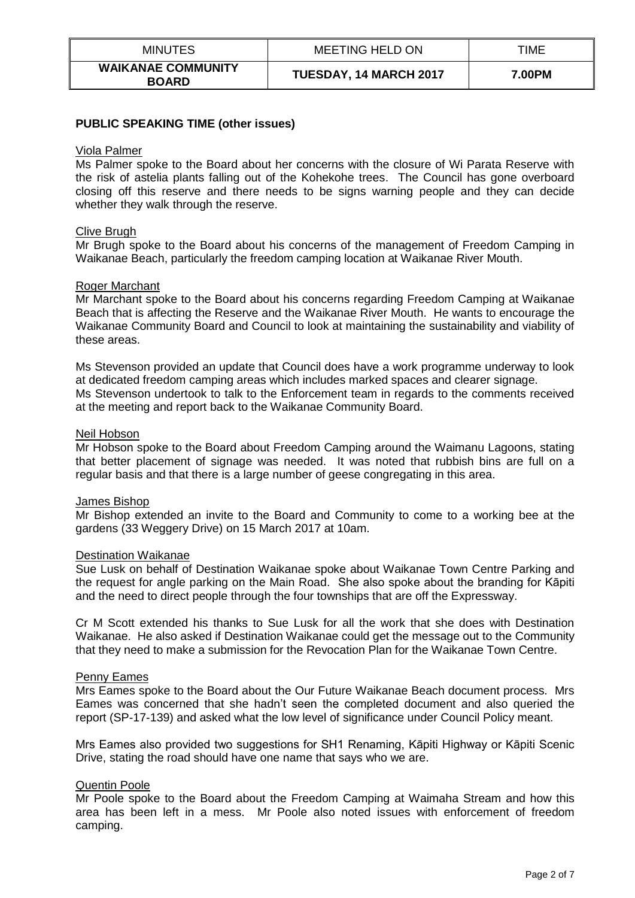| MINUTES | MEETING HELD ON | TIME |
| --- | --- | --- |
| **WAIKANAE COMMUNITY BOARD** | **TUESDAY, 14 MARCH 2017** | **7.00PM** |

**PUBLIC SPEAKING TIME (other issues)**

Viola Palmer

Ms Palmer spoke to the Board about her concerns with the closure of Wi Parata Reserve with the risk of astelia plants falling out of the Kohekohe trees. The Council has gone overboard closing off this reserve and there needs to be signs warning people and they can decide whether they walk through the reserve.

Clive Brugh

Mr Brugh spoke to the Board about his concerns of the management of Freedom Camping in Waikanae Beach, particularly the freedom camping location at Waikanae River Mouth.

Roger Marchant

Mr Marchant spoke to the Board about his concerns regarding Freedom Camping at Waikanae Beach that is affecting the Reserve and the Waikanae River Mouth. He wants to encourage the Waikanae Community Board and Council to look at maintaining the sustainability and viability of these areas.

Ms Stevenson provided an update that Council does have a work programme underway to look at dedicated freedom camping areas which includes marked spaces and clearer signage. Ms Stevenson undertook to talk to the Enforcement team in regards to the comments received at the meeting and report back to the Waikanae Community Board.

Neil Hobson

Mr Hobson spoke to the Board about Freedom Camping around the Waimanu Lagoons, stating that better placement of signage was needed. It was noted that rubbish bins are full on a regular basis and that there is a large number of geese congregating in this area.

James Bishop

Mr Bishop extended an invite to the Board and Community to come to a working bee at the gardens (33 Weggery Drive) on 15 March 2017 at 10am.

Destination Waikanae

Sue Lusk on behalf of Destination Waikanae spoke about Waikanae Town Centre Parking and the request for angle parking on the Main Road. She also spoke about the branding for Kāpiti and the need to direct people through the four townships that are off the Expressway.

Cr M Scott extended his thanks to Sue Lusk for all the work that she does with Destination Waikanae. He also asked if Destination Waikanae could get the message out to the Community that they need to make a submission for the Revocation Plan for the Waikanae Town Centre.

Penny Eames

Mrs Eames spoke to the Board about the Our Future Waikanae Beach document process. Mrs Eames was concerned that she hadn't seen the completed document and also queried the report (SP-17-139) and asked what the low level of significance under Council Policy meant.

Mrs Eames also provided two suggestions for SH1 Renaming, Kāpiti Highway or Kāpiti Scenic Drive, stating the road should have one name that says who we are.

Quentin Poole

Mr Poole spoke to the Board about the Freedom Camping at Waimaha Stream and how this area has been left in a mess. Mr Poole also noted issues with enforcement of freedom camping.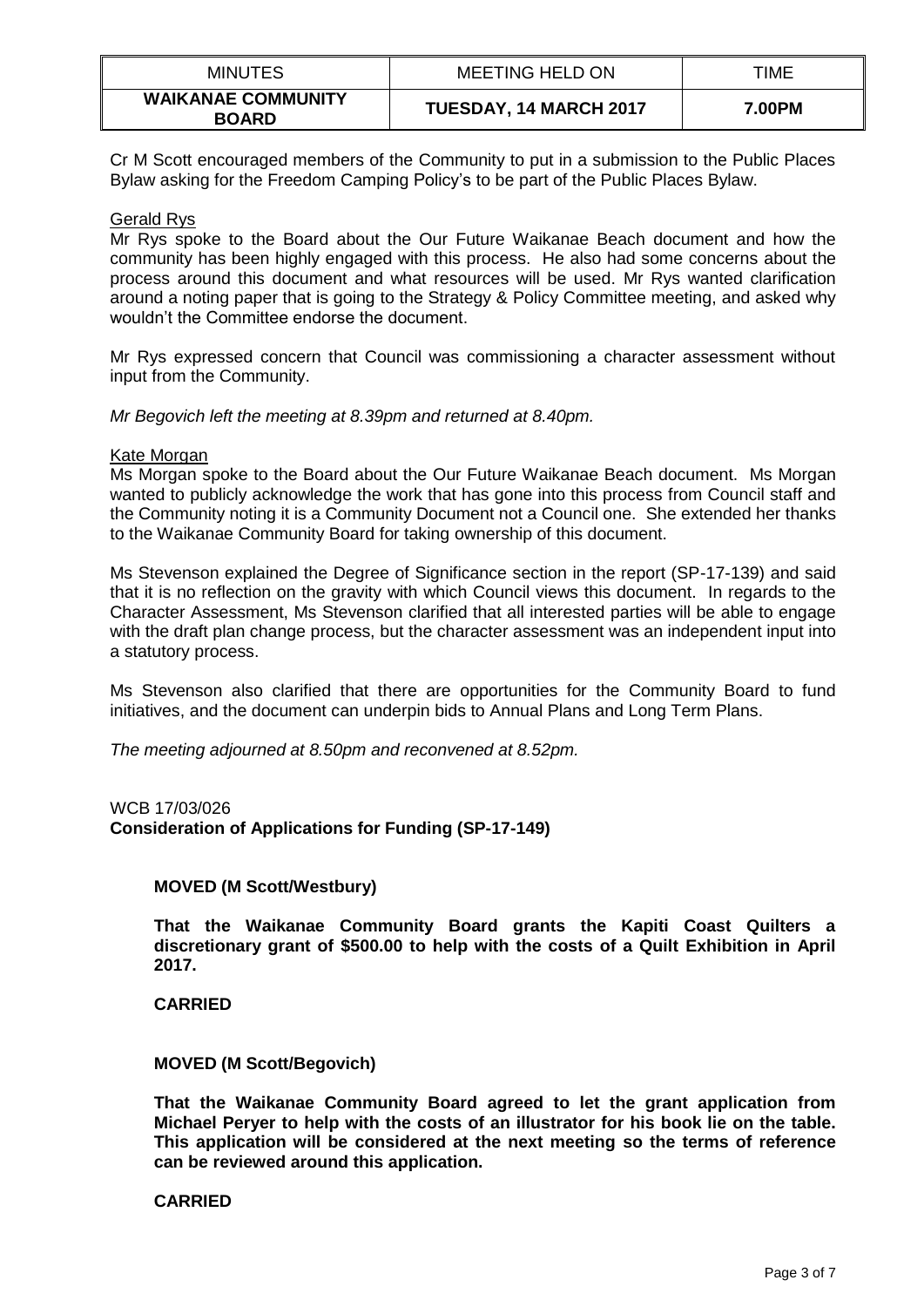Cr M Scott encouraged members of the Community to put in a submission to the Public Places Bylaw asking for the Freedom Camping Policy's to be part of the Public Places Bylaw.

Gerald Rys

Mr Rys spoke to the Board about the Our Future Waikanae Beach document and how the community has been highly engaged with this process. He also had some concerns about the process around this document and what resources will be used. Mr Rys wanted clarification around a noting paper that is going to the Strategy & Policy Committee meeting, and asked why wouldn't the Committee endorse the document.

Mr Rys expressed concern that Council was commissioning a character assessment without input from the Community.

*Mr Begovich left the meeting at 8.39pm and returned at 8.40pm.*

Kate Morgan

Ms Morgan spoke to the Board about the Our Future Waikanae Beach document. Ms Morgan wanted to publicly acknowledge the work that has gone into this process from Council staff and the Community noting it is a Community Document not a Council one. She extended her thanks to the Waikanae Community Board for taking ownership of this document.

Ms Stevenson explained the Degree of Significance section in the report (SP-17-139) and said that it is no reflection on the gravity with which Council views this document. In regards to the Character Assessment, Ms Stevenson clarified that all interested parties will be able to engage with the draft plan change process, but the character assessment was an independent input into a statutory process.

Ms Stevenson also clarified that there are opportunities for the Community Board to fund initiatives, and the document can underpin bids to Annual Plans and Long Term Plans.

*The meeting adjourned at 8.50pm and reconvened at 8.52pm.*

WCB 17/03/026
**Consideration of Applications for Funding (SP-17-149)**

**MOVED (M Scott/Westbury)**

**That the Waikanae Community Board grants the Kapiti Coast Quilters a discretionary grant of $500.00 to help with the costs of a Quilt Exhibition in April 2017.**

**CARRIED**

**MOVED (M Scott/Begovich)**

**That the Waikanae Community Board agreed to let the grant application from Michael Peryer to help with the costs of an illustrator for his book lie on the table. This application will be considered at the next meeting so the terms of reference can be reviewed around this application.**

**CARRIED**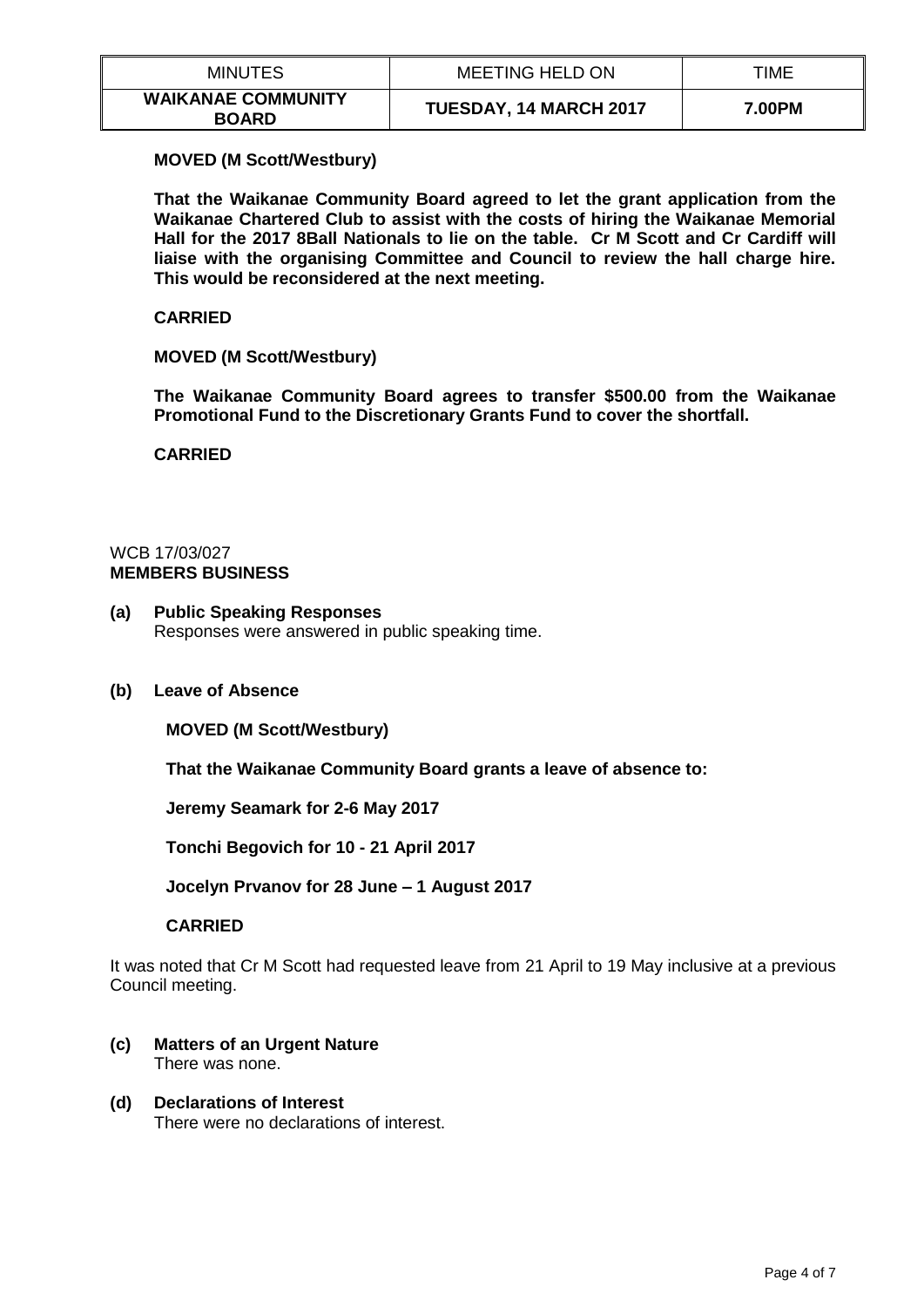**MOVED (M Scott/Westbury)**

**That the Waikanae Community Board agreed to let the grant application from the Waikanae Chartered Club to assist with the costs of hiring the Waikanae Memorial Hall for the 2017 8Ball Nationals to lie on the table. Cr M Scott and Cr Cardiff will liaise with the organising Committee and Council to review the hall charge hire. This would be reconsidered at the next meeting.**

**CARRIED**

**MOVED (M Scott/Westbury)**

**The Waikanae Community Board agrees to transfer $500.00 from the Waikanae Promotional Fund to the Discretionary Grants Fund to cover the shortfall.**

**CARRIED**

WCB 17/03/027
**MEMBERS BUSINESS**

**(a) Public Speaking Responses**
Responses were answered in public speaking time.

**(b) Leave of Absence**

**MOVED (M Scott/Westbury)**

**That the Waikanae Community Board grants a leave of absence to:**

**Jeremy Seamark for 2-6 May 2017**

**Tonchi Begovich for 10 - 21 April 2017**

**Jocelyn Prvanov for 28 June – 1 August 2017**

**CARRIED**

It was noted that Cr M Scott had requested leave from 21 April to 19 May inclusive at a previous Council meeting.

**(c) Matters of an Urgent Nature**
There was none.

**(d) Declarations of Interest**
There were no declarations of interest.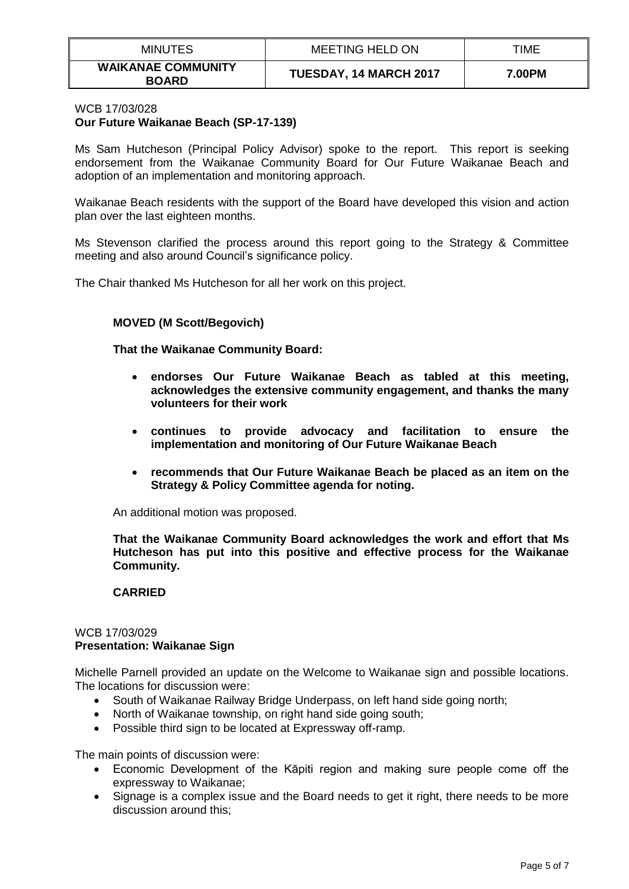| MINUTES | MEETING HELD ON | TIME |
|---|---|---|
| **WAIKANAE COMMUNITY BOARD** | **TUESDAY, 14 MARCH 2017** | **7.00PM** |

WCB 17/03/028
**Our Future Waikanae Beach (SP-17-139)**

Ms Sam Hutcheson (Principal Policy Advisor) spoke to the report. This report is seeking endorsement from the Waikanae Community Board for Our Future Waikanae Beach and adoption of an implementation and monitoring approach.

Waikanae Beach residents with the support of the Board have developed this vision and action plan over the last eighteen months.

Ms Stevenson clarified the process around this report going to the Strategy & Committee meeting and also around Council's significance policy.

The Chair thanked Ms Hutcheson for all her work on this project.

**MOVED (M Scott/Begovich)**

**That the Waikanae Community Board:**

- **endorses Our Future Waikanae Beach as tabled at this meeting, acknowledges the extensive community engagement, and thanks the many volunteers for their work**
- **continues to provide advocacy and facilitation to ensure the implementation and monitoring of Our Future Waikanae Beach**
- **recommends that Our Future Waikanae Beach be placed as an item on the Strategy & Policy Committee agenda for noting.**

An additional motion was proposed.

**That the Waikanae Community Board acknowledges the work and effort that Ms Hutcheson has put into this positive and effective process for the Waikanae Community.**

**CARRIED**

WCB 17/03/029
**Presentation: Waikanae Sign**

Michelle Parnell provided an update on the Welcome to Waikanae sign and possible locations. The locations for discussion were:

- South of Waikanae Railway Bridge Underpass, on left hand side going north;
- North of Waikanae township, on right hand side going south;
- Possible third sign to be located at Expressway off-ramp.

The main points of discussion were:

- Economic Development of the Kāpiti region and making sure people come off the expressway to Waikanae;
- Signage is a complex issue and the Board needs to get it right, there needs to be more discussion around this;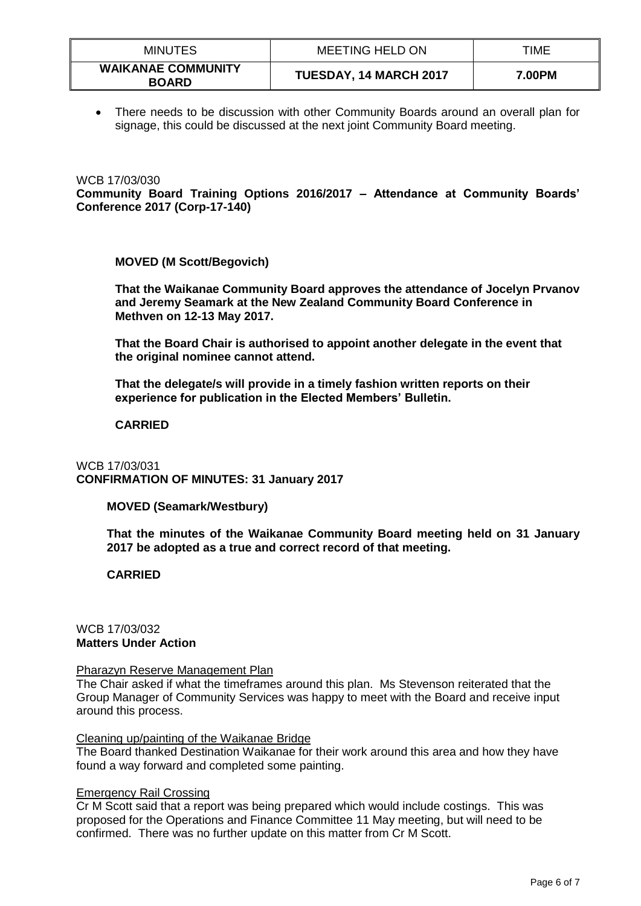- There needs to be discussion with other Community Boards around an overall plan for signage, this could be discussed at the next joint Community Board meeting.

WCB 17/03/030
**Community Board Training Options 2016/2017 – Attendance at Community Boards' Conference 2017 (Corp-17-140)**

**MOVED (M Scott/Begovich)**

**That the Waikanae Community Board approves the attendance of Jocelyn Prvanov and Jeremy Seamark at the New Zealand Community Board Conference in Methven on 12-13 May 2017.**

**That the Board Chair is authorised to appoint another delegate in the event that the original nominee cannot attend.**

**That the delegate/s will provide in a timely fashion written reports on their experience for publication in the Elected Members' Bulletin.**

**CARRIED**

WCB 17/03/031
**CONFIRMATION OF MINUTES: 31 January 2017**

**MOVED (Seamark/Westbury)**

**That the minutes of the Waikanae Community Board meeting held on 31 January 2017 be adopted as a true and correct record of that meeting.**

**CARRIED**

WCB 17/03/032
**Matters Under Action**

Pharazyn Reserve Management Plan

The Chair asked if what the timeframes around this plan. Ms Stevenson reiterated that the Group Manager of Community Services was happy to meet with the Board and receive input around this process.

Cleaning up/painting of the Waikanae Bridge

The Board thanked Destination Waikanae for their work around this area and how they have found a way forward and completed some painting.

Emergency Rail Crossing

Cr M Scott said that a report was being prepared which would include costings. This was proposed for the Operations and Finance Committee 11 May meeting, but will need to be confirmed. There was no further update on this matter from Cr M Scott.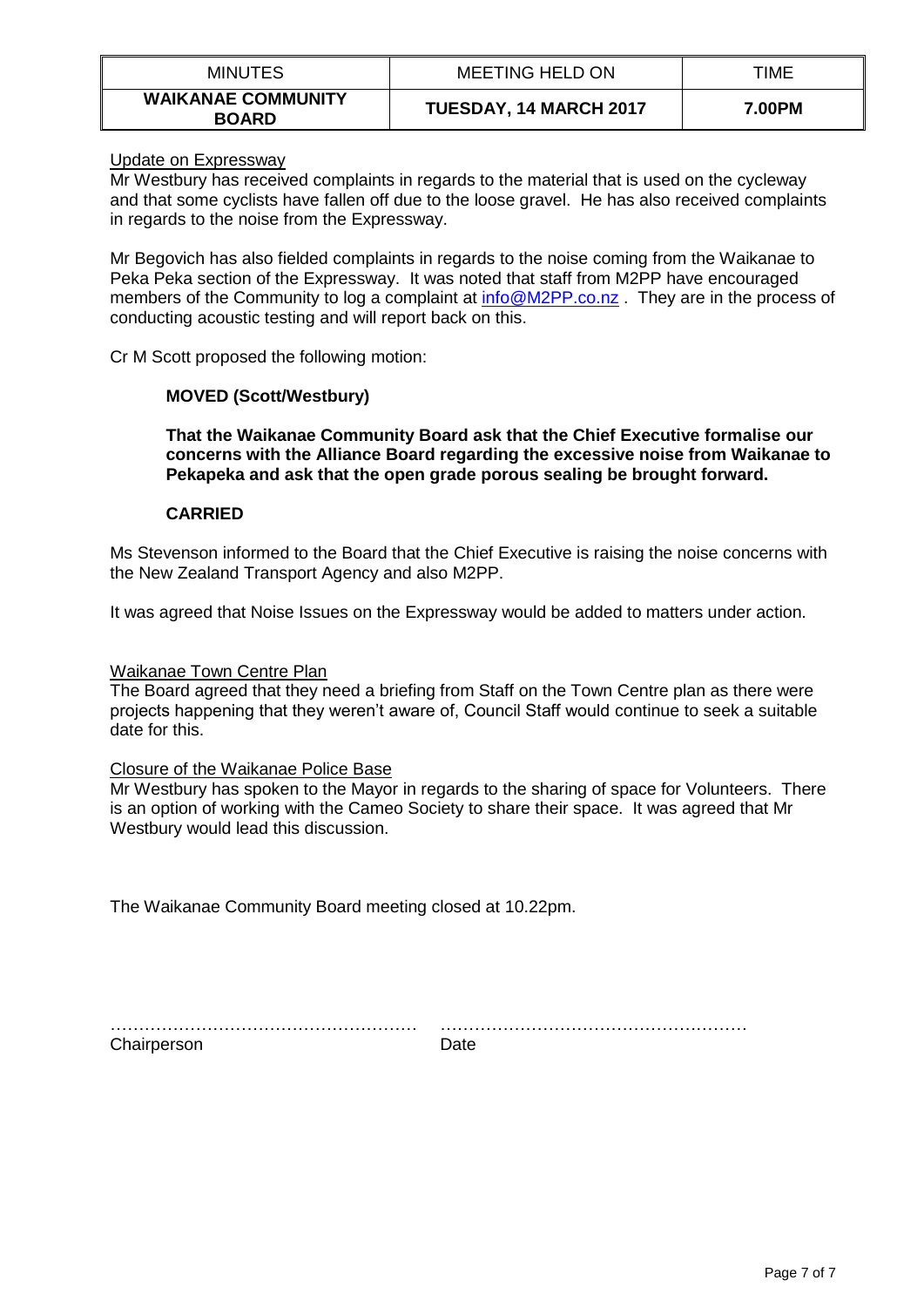Update on Expressway

Mr Westbury has received complaints in regards to the material that is used on the cycleway and that some cyclists have fallen off due to the loose gravel. He has also received complaints in regards to the noise from the Expressway.

Mr Begovich has also fielded complaints in regards to the noise coming from the Waikanae to Peka Peka section of the Expressway. It was noted that staff from M2PP have encouraged members of the Community to log a complaint at info@M2PP.co.nz . They are in the process of conducting acoustic testing and will report back on this.

Cr M Scott proposed the following motion:

**MOVED (Scott/Westbury)**

**That the Waikanae Community Board ask that the Chief Executive formalise our concerns with the Alliance Board regarding the excessive noise from Waikanae to Pekapeka and ask that the open grade porous sealing be brought forward.**

**CARRIED**

Ms Stevenson informed to the Board that the Chief Executive is raising the noise concerns with the New Zealand Transport Agency and also M2PP.

It was agreed that Noise Issues on the Expressway would be added to matters under action.

Waikanae Town Centre Plan

The Board agreed that they need a briefing from Staff on the Town Centre plan as there were projects happening that they weren't aware of, Council Staff would continue to seek a suitable date for this.

Closure of the Waikanae Police Base

Mr Westbury has spoken to the Mayor in regards to the sharing of space for Volunteers. There is an option of working with the Cameo Society to share their space. It was agreed that Mr Westbury would lead this discussion.

The Waikanae Community Board meeting closed at 10.22pm.

……………………………………………… ………………………………………………

Chairperson Date